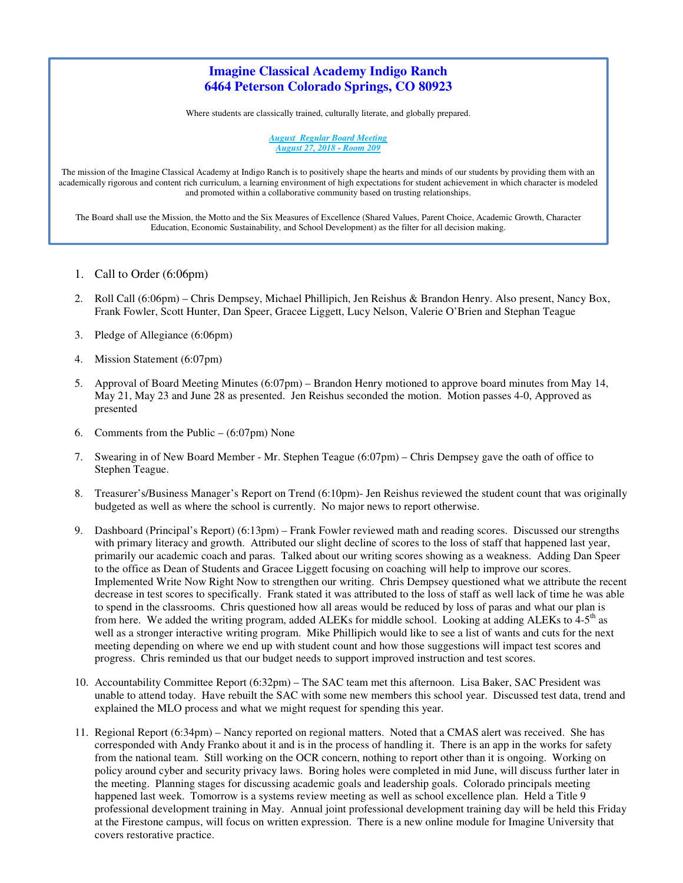# Imagine Classical Academy Indigo Ranch
# 6464 Peterson Colorado Springs, CO 80923

Where students are classically trained, culturally literate, and globally prepared.

***August Regular Board Meeting***
***August 27, 2018 - Room 209***

The mission of the Imagine Classical Academy at Indigo Ranch is to positively shape the hearts and minds of our students by providing them with an academically rigorous and content rich curriculum, a learning environment of high expectations for student achievement in which character is modeled and promoted within a collaborative community based on trusting relationships.

The Board shall use the Mission, the Motto and the Six Measures of Excellence (Shared Values, Parent Choice, Academic Growth, Character Education, Economic Sustainability, and School Development) as the filter for all decision making.

1. Call to Order (6:06pm)
2. Roll Call (6:06pm) – Chris Dempsey, Michael Phillipich, Jen Reishus & Brandon Henry. Also present, Nancy Box, Frank Fowler, Scott Hunter, Dan Speer, Gracee Liggett, Lucy Nelson, Valerie O'Brien and Stephan Teague
3. Pledge of Allegiance (6:06pm)
4. Mission Statement (6:07pm)
5. Approval of Board Meeting Minutes (6:07pm) – Brandon Henry motioned to approve board minutes from May 14, May 21, May 23 and June 28 as presented. Jen Reishus seconded the motion. Motion passes 4-0, Approved as presented
6. Comments from the Public – (6:07pm) None
7. Swearing in of New Board Member - Mr. Stephen Teague (6:07pm) – Chris Dempsey gave the oath of office to Stephen Teague.
8. Treasurer's/Business Manager's Report on Trend (6:10pm)- Jen Reishus reviewed the student count that was originally budgeted as well as where the school is currently. No major news to report otherwise.
9. Dashboard (Principal's Report) (6:13pm) – Frank Fowler reviewed math and reading scores. Discussed our strengths with primary literacy and growth. Attributed our slight decline of scores to the loss of staff that happened last year, primarily our academic coach and paras. Talked about our writing scores showing as a weakness. Adding Dan Speer to the office as Dean of Students and Gracee Liggett focusing on coaching will help to improve our scores. Implemented Write Now Right Now to strengthen our writing. Chris Dempsey questioned what we attribute the recent decrease in test scores to specifically. Frank stated it was attributed to the loss of staff as well lack of time he was able to spend in the classrooms. Chris questioned how all areas would be reduced by loss of paras and what our plan is from here. We added the writing program, added ALEKs for middle school. Looking at adding ALEKs to 4-5th as well as a stronger interactive writing program. Mike Phillipich would like to see a list of wants and cuts for the next meeting depending on where we end up with student count and how those suggestions will impact test scores and progress. Chris reminded us that our budget needs to support improved instruction and test scores.
10. Accountability Committee Report (6:32pm) – The SAC team met this afternoon. Lisa Baker, SAC President was unable to attend today. Have rebuilt the SAC with some new members this school year. Discussed test data, trend and explained the MLO process and what we might request for spending this year.
11. Regional Report (6:34pm) – Nancy reported on regional matters. Noted that a CMAS alert was received. She has corresponded with Andy Franko about it and is in the process of handling it. There is an app in the works for safety from the national team. Still working on the OCR concern, nothing to report other than it is ongoing. Working on policy around cyber and security privacy laws. Boring holes were completed in mid June, will discuss further later in the meeting. Planning stages for discussing academic goals and leadership goals. Colorado principals meeting happened last week. Tomorrow is a systems review meeting as well as school excellence plan. Held a Title 9 professional development training in May. Annual joint professional development training day will be held this Friday at the Firestone campus, will focus on written expression. There is a new online module for Imagine University that covers restorative practice.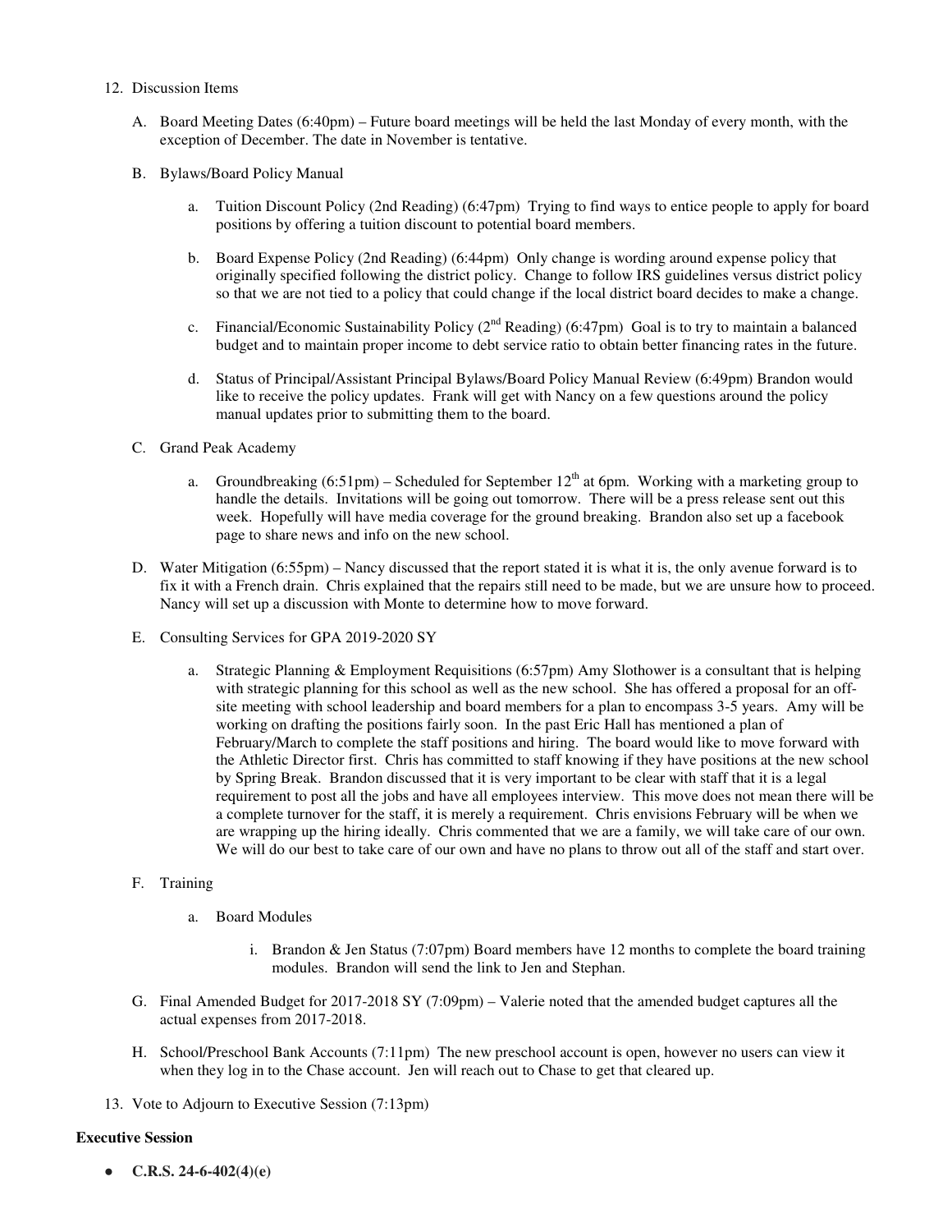12. Discussion Items

    A. Board Meeting Dates (6:40pm) – Future board meetings will be held the last Monday of every month, with the exception of December. The date in November is tentative.

    B. Bylaws/Board Policy Manual

        a. Tuition Discount Policy (2nd Reading) (6:47pm) Trying to find ways to entice people to apply for board positions by offering a tuition discount to potential board members.

        b. Board Expense Policy (2nd Reading) (6:44pm) Only change is wording around expense policy that originally specified following the district policy. Change to follow IRS guidelines versus district policy so that we are not tied to a policy that could change if the local district board decides to make a change.

        c. Financial/Economic Sustainability Policy (2nd Reading) (6:47pm) Goal is to try to maintain a balanced budget and to maintain proper income to debt service ratio to obtain better financing rates in the future.

        d. Status of Principal/Assistant Principal Bylaws/Board Policy Manual Review (6:49pm) Brandon would like to receive the policy updates. Frank will get with Nancy on a few questions around the policy manual updates prior to submitting them to the board.

    C. Grand Peak Academy

        a. Groundbreaking (6:51pm) – Scheduled for September 12th at 6pm. Working with a marketing group to handle the details. Invitations will be going out tomorrow. There will be a press release sent out this week. Hopefully will have media coverage for the ground breaking. Brandon also set up a facebook page to share news and info on the new school.

    D. Water Mitigation (6:55pm) – Nancy discussed that the report stated it is what it is, the only avenue forward is to fix it with a French drain. Chris explained that the repairs still need to be made, but we are unsure how to proceed. Nancy will set up a discussion with Monte to determine how to move forward.

    E. Consulting Services for GPA 2019-2020 SY

        a. Strategic Planning & Employment Requisitions (6:57pm) Amy Slothower is a consultant that is helping with strategic planning for this school as well as the new school. She has offered a proposal for an off-site meeting with school leadership and board members for a plan to encompass 3-5 years. Amy will be working on drafting the positions fairly soon. In the past Eric Hall has mentioned a plan of February/March to complete the staff positions and hiring. The board would like to move forward with the Athletic Director first. Chris has committed to staff knowing if they have positions at the new school by Spring Break. Brandon discussed that it is very important to be clear with staff that it is a legal requirement to post all the jobs and have all employees interview. This move does not mean there will be a complete turnover for the staff, it is merely a requirement. Chris envisions February will be when we are wrapping up the hiring ideally. Chris commented that we are a family, we will take care of our own. We will do our best to take care of our own and have no plans to throw out all of the staff and start over.

    F. Training

        a. Board Modules

            i. Brandon & Jen Status (7:07pm) Board members have 12 months to complete the board training modules. Brandon will send the link to Jen and Stephan.

    G. Final Amended Budget for 2017-2018 SY (7:09pm) – Valerie noted that the amended budget captures all the actual expenses from 2017-2018.

    H. School/Preschool Bank Accounts (7:11pm) The new preschool account is open, however no users can view it when they log in to the Chase account. Jen will reach out to Chase to get that cleared up.

13. Vote to Adjourn to Executive Session (7:13pm)

**Executive Session**

- **C.R.S. 24-6-402(4)(e)**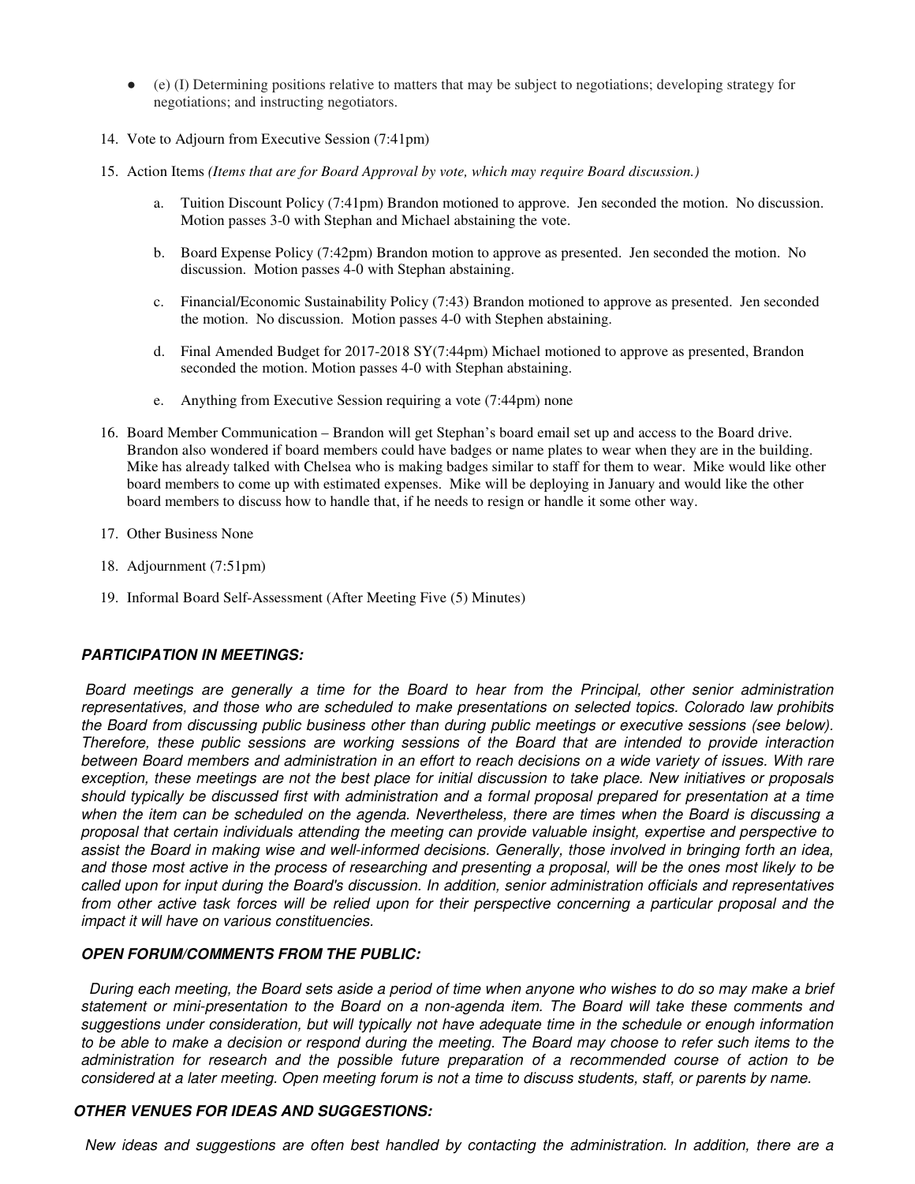- (e) (I) Determining positions relative to matters that may be subject to negotiations; developing strategy for negotiations; and instructing negotiators.

14. Vote to Adjourn from Executive Session (7:41pm)

15. Action Items *(Items that are for Board Approval by vote, which may require Board discussion.)*

    a. Tuition Discount Policy (7:41pm) Brandon motioned to approve. Jen seconded the motion. No discussion. Motion passes 3-0 with Stephan and Michael abstaining the vote.

    b. Board Expense Policy (7:42pm) Brandon motion to approve as presented. Jen seconded the motion. No discussion. Motion passes 4-0 with Stephan abstaining.

    c. Financial/Economic Sustainability Policy (7:43) Brandon motioned to approve as presented. Jen seconded the motion. No discussion. Motion passes 4-0 with Stephen abstaining.

    d. Final Amended Budget for 2017-2018 SY(7:44pm) Michael motioned to approve as presented, Brandon seconded the motion. Motion passes 4-0 with Stephan abstaining.

    e. Anything from Executive Session requiring a vote (7:44pm) none

16. Board Member Communication – Brandon will get Stephan's board email set up and access to the Board drive. Brandon also wondered if board members could have badges or name plates to wear when they are in the building. Mike has already talked with Chelsea who is making badges similar to staff for them to wear. Mike would like other board members to come up with estimated expenses. Mike will be deploying in January and would like the other board members to discuss how to handle that, if he needs to resign or handle it some other way.

17. Other Business None

18. Adjournment (7:51pm)

19. Informal Board Self-Assessment (After Meeting Five (5) Minutes)

### *PARTICIPATION IN MEETINGS:*

*Board meetings are generally a time for the Board to hear from the Principal, other senior administration representatives, and those who are scheduled to make presentations on selected topics. Colorado law prohibits the Board from discussing public business other than during public meetings or executive sessions (see below). Therefore, these public sessions are working sessions of the Board that are intended to provide interaction between Board members and administration in an effort to reach decisions on a wide variety of issues. With rare exception, these meetings are not the best place for initial discussion to take place. New initiatives or proposals should typically be discussed first with administration and a formal proposal prepared for presentation at a time when the item can be scheduled on the agenda. Nevertheless, there are times when the Board is discussing a proposal that certain individuals attending the meeting can provide valuable insight, expertise and perspective to assist the Board in making wise and well-informed decisions. Generally, those involved in bringing forth an idea, and those most active in the process of researching and presenting a proposal, will be the ones most likely to be called upon for input during the Board's discussion. In addition, senior administration officials and representatives from other active task forces will be relied upon for their perspective concerning a particular proposal and the impact it will have on various constituencies.*

### *OPEN FORUM/COMMENTS FROM THE PUBLIC:*

*During each meeting, the Board sets aside a period of time when anyone who wishes to do so may make a brief statement or mini-presentation to the Board on a non-agenda item. The Board will take these comments and suggestions under consideration, but will typically not have adequate time in the schedule or enough information to be able to make a decision or respond during the meeting. The Board may choose to refer such items to the administration for research and the possible future preparation of a recommended course of action to be considered at a later meeting. Open meeting forum is not a time to discuss students, staff, or parents by name.*

### *OTHER VENUES FOR IDEAS AND SUGGESTIONS:*

*New ideas and suggestions are often best handled by contacting the administration. In addition, there are a*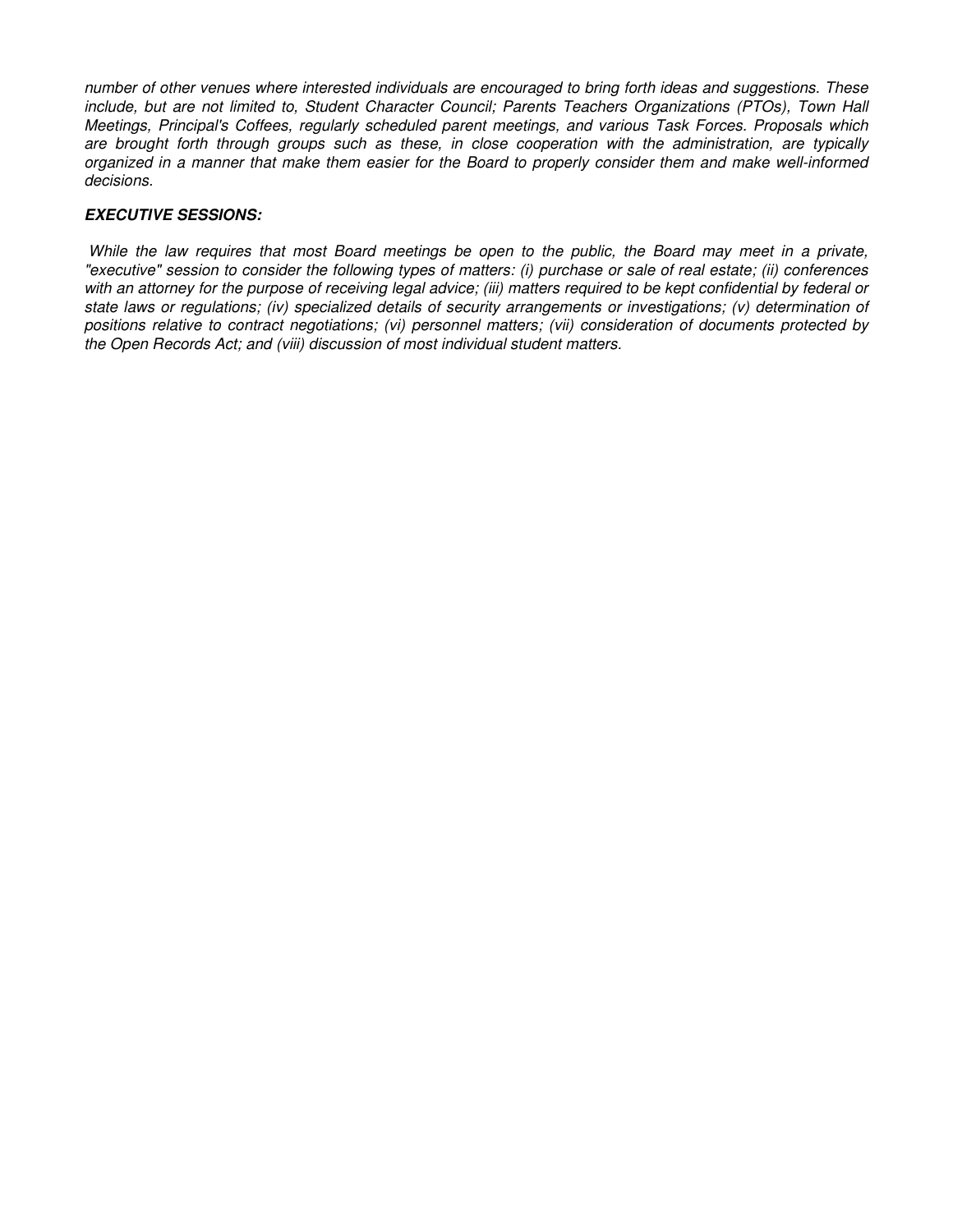*number of other venues where interested individuals are encouraged to bring forth ideas and suggestions. These include, but are not limited to, Student Character Council; Parents Teachers Organizations (PTOs), Town Hall Meetings, Principal's Coffees, regularly scheduled parent meetings, and various Task Forces. Proposals which are brought forth through groups such as these, in close cooperation with the administration, are typically organized in a manner that make them easier for the Board to properly consider them and make well-informed decisions.*

***EXECUTIVE SESSIONS:***

*While the law requires that most Board meetings be open to the public, the Board may meet in a private, "executive" session to consider the following types of matters: (i) purchase or sale of real estate; (ii) conferences with an attorney for the purpose of receiving legal advice; (iii) matters required to be kept confidential by federal or state laws or regulations; (iv) specialized details of security arrangements or investigations; (v) determination of positions relative to contract negotiations; (vi) personnel matters; (vii) consideration of documents protected by the Open Records Act; and (viii) discussion of most individual student matters.*